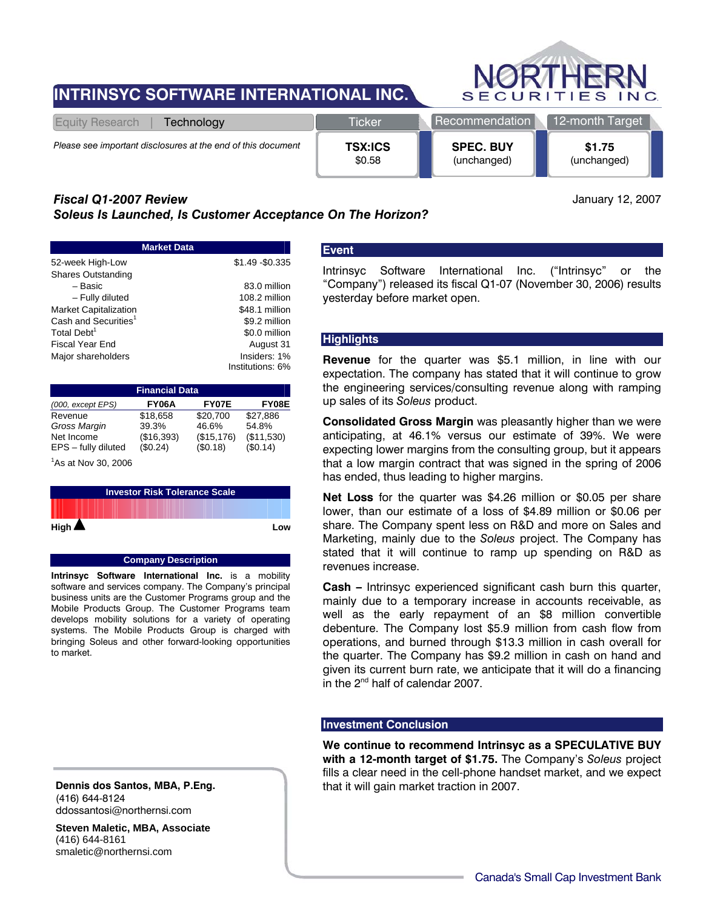# INTRINSYC SOFTWARE INTERNATIONAL INC.

NORTHERN SECURITIES INC.

Equity Research | Technology

*Please see important disclosures at the end of this document*

| Ticker | Recommendation | 12-month Target |
|---|---|---|
| **TSX:ICS** $0.58 | **SPEC. BUY** (unchanged) | **$1.75** (unchanged) |

## *Fiscal Q1-2007 Review*
## *Soleus Is Launched, Is Customer Acceptance On The Horizon?*

January 12, 2007

| Market Data | |
|---|---|
| 52-week High-Low | $1.49 -$0.335 |
| Shares Outstanding | |
| – Basic | 83.0 million |
| – Fully diluted | 108.2 million |
| Market Capitalization | $48.1 million |
| Cash and Securities[1] | $9.2 million |
| Total Debt[1] | $0.0 million |
| Fiscal Year End | August 31 |
| Major shareholders | Insiders: 1% Institutions: 6% |

| *(000, except EPS)* | FY06A | FY07E | FY08E |
|---|---|---|---|
| Revenue | $18,658 | $20,700 | $27,886 |
| *Gross Margin* | 39.3% | 46.6% | 54.8% |
| Net Income | ($16,393) | ($15,176) | ($11,530) |
| EPS – fully diluted | ($0.24) | ($0.18) | ($0.14) |

[1]As at Nov 30, 2006

**Investor Risk Tolerance Scale**

High ▲ Low

### Company Description

**Intrinsyc Software International Inc.** is a mobility software and services company. The Company's principal business units are the Customer Programs group and the Mobile Products Group. The Customer Programs team develops mobility solutions for a variety of operating systems. The Mobile Products Group is charged with bringing Soleus and other forward-looking opportunities to market.

### Event

Intrinsyc Software International Inc. ("Intrinsyc" or the "Company") released its fiscal Q1-07 (November 30, 2006) results yesterday before market open.

### Highlights

**Revenue** for the quarter was $5.1 million, in line with our expectation. The company has stated that it will continue to grow the engineering services/consulting revenue along with ramping up sales of its *Soleus* product.

**Consolidated Gross Margin** was pleasantly higher than we were anticipating, at 46.1% versus our estimate of 39%. We were expecting lower margins from the consulting group, but it appears that a low margin contract that was signed in the spring of 2006 has ended, thus leading to higher margins.

**Net Loss** for the quarter was $4.26 million or $0.05 per share lower, than our estimate of a loss of $4.89 million or $0.06 per share. The Company spent less on R&D and more on Sales and Marketing, mainly due to the *Soleus* project. The Company has stated that it will continue to ramp up spending on R&D as revenues increase.

**Cash –** Intrinsyc experienced significant cash burn this quarter, mainly due to a temporary increase in accounts receivable, as well as the early repayment of an $8 million convertible debenture. The Company lost $5.9 million from cash flow from operations, and burned through $13.3 million in cash overall for the quarter. The Company has $9.2 million in cash on hand and given its current burn rate, we anticipate that it will do a financing in the 2nd half of calendar 2007.

### Investment Conclusion

**We continue to recommend Intrinsyc as a SPECULATIVE BUY with a 12-month target of $1.75.** The Company's *Soleus* project fills a clear need in the cell-phone handset market, and we expect that it will gain market traction in 2007.

**Dennis dos Santos, MBA, P.Eng.**
(416) 644-8124
ddossantosi@northernsi.com

**Steven Maletic, MBA, Associate**
(416) 644-8161
smaletic@northernsi.com

Canada's Small Cap Investment Bank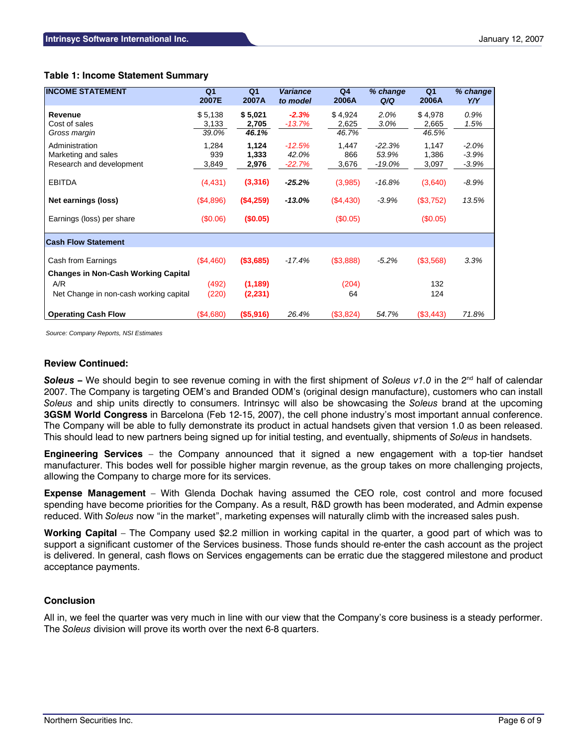**Table 1: Income Statement Summary**

| INCOME STATEMENT | Q1 2007E | Q1 2007A | Variance to model | Q4 2006A | % change Q/Q | Q1 2006A | % change Y/Y |
|---|---|---|---|---|---|---|---|
| **Revenue** | $ 5,138 | **$ 5,021** | **-2.3%** | $ 4,924 | 2.0% | $ 4,978 | 0.9% |
| Cost of sales | 3,133 | **2,705** | -13.7% | 2,625 | 3.0% | 2,665 | 1.5% |
| *Gross margin* | *39.0%* | ***46.1%*** | | *46.7%* | | *46.5%* | |
| Administration | 1,284 | **1,124** | -12.5% | 1,447 | -22.3% | 1,147 | -2.0% |
| Marketing and sales | 939 | **1,333** | 42.0% | 866 | 53.9% | 1,386 | -3.9% |
| Research and development | 3,849 | **2,976** | -22.7% | 3,676 | -19.0% | 3,097 | -3.9% |
| EBITDA | (4,431) | **(3,316)** | **-25.2%** | (3,985) | -16.8% | (3,640) | -8.9% |
| **Net earnings (loss)** | ($4,896) | **($4,259)** | **-13.0%** | ($4,430) | -3.9% | ($3,752) | 13.5% |
| Earnings (loss) per share | ($0.06) | **($0.05)** | | ($0.05) | | ($0.05) | |
| **Cash Flow Statement** | | | | | | | |
| Cash from Earnings | ($4,460) | **($3,685)** | -17.4% | ($3,888) | -5.2% | ($3,568) | 3.3% |
| **Changes in Non-Cash Working Capital** | | | | | | | |
| A/R | (492) | **(1,189)** | | (204) | | 132 | |
| Net Change in non-cash working capital | (220) | **(2,231)** | | 64 | | 124 | |
| **Operating Cash Flow** | ($4,680) | **($5,916)** | 26.4% | ($3,824) | 54.7% | ($3,443) | 71.8% |

*Source: Company Reports, NSI Estimates*

### Review Continued:

***Soleus*** **–** We should begin to see revenue coming in with the first shipment of *Soleus v1.0* in the 2nd half of calendar 2007. The Company is targeting OEM's and Branded ODM's (original design manufacture), customers who can install *Soleus* and ship units directly to consumers. Intrinsyc will also be showcasing the *Soleus* brand at the upcoming **3GSM World Congress** in Barcelona (Feb 12-15, 2007), the cell phone industry's most important annual conference. The Company will be able to fully demonstrate its product in actual handsets given that version 1.0 as been released. This should lead to new partners being signed up for initial testing, and eventually, shipments of *Soleus* in handsets.

**Engineering Services** – the Company announced that it signed a new engagement with a top-tier handset manufacturer. This bodes well for possible higher margin revenue, as the group takes on more challenging projects, allowing the Company to charge more for its services.

**Expense Management** – With Glenda Dochak having assumed the CEO role, cost control and more focused spending have become priorities for the Company. As a result, R&D growth has been moderated, and Admin expense reduced. With *Soleus* now "in the market", marketing expenses will naturally climb with the increased sales push.

**Working Capital** – The Company used $2.2 million in working capital in the quarter, a good part of which was to support a significant customer of the Services business. Those funds should re-enter the cash account as the project is delivered. In general, cash flows on Services engagements can be erratic due the staggered milestone and product acceptance payments.

### Conclusion

All in, we feel the quarter was very much in line with our view that the Company's core business is a steady performer. The *Soleus* division will prove its worth over the next 6-8 quarters.